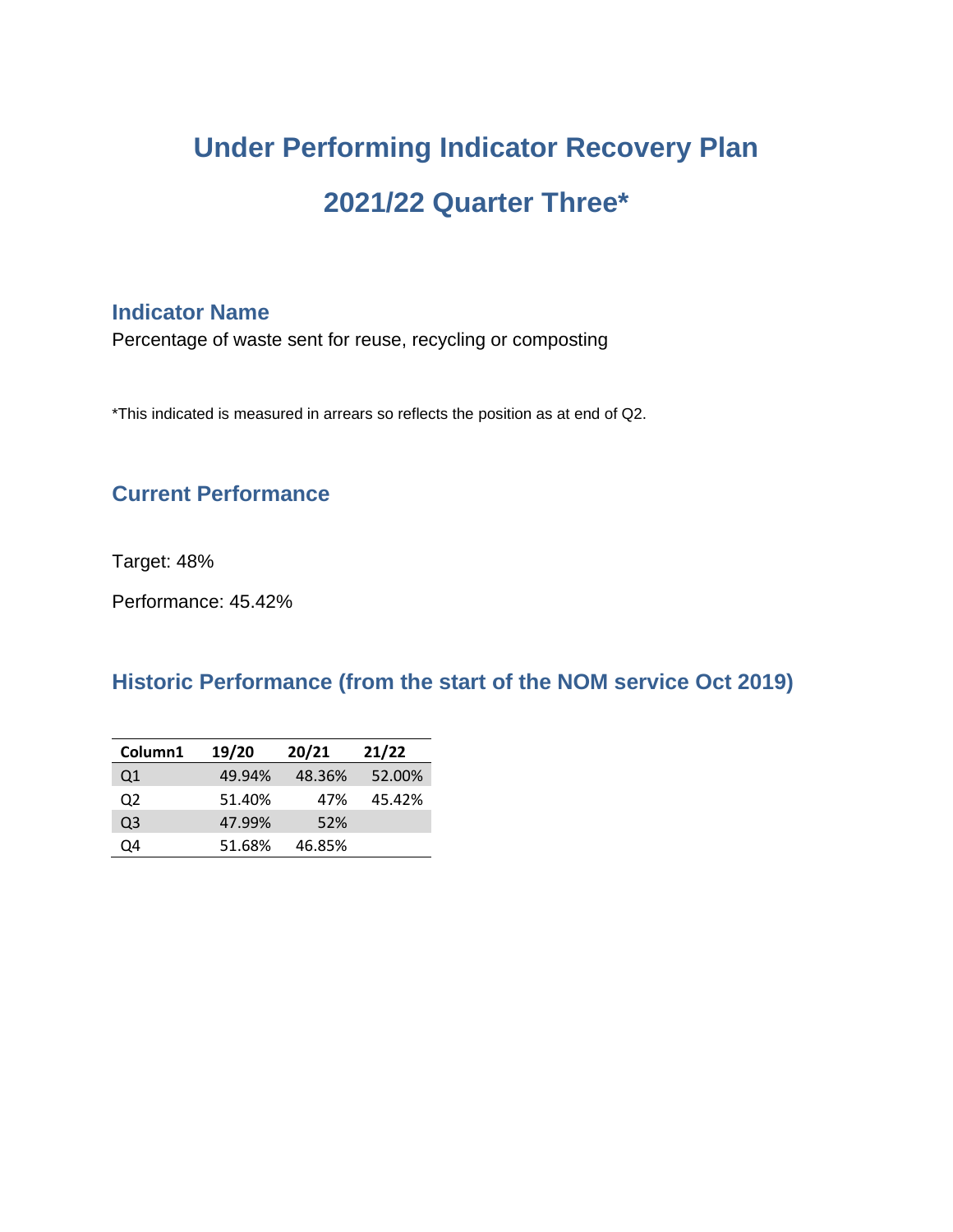# Under Performing Indicator Recovery Plan

# 2021/22 Quarter Three*

## Indicator Name

Percentage of waste sent for reuse, recycling or composting

*This indicated is measured in arrears so reflects the position as at end of Q2.

## Current Performance

Target: 48%

Performance: 45.42%

## Historic Performance (from the start of the NOM service Oct 2019)

| Column1 | 19/20 | 20/21 | 21/22 |
|---|---|---|---|
| Q1 | 49.94% | 48.36% | 52.00% |
| Q2 | 51.40% | 47% | 45.42% |
| Q3 | 47.99% | 52% | |
| Q4 | 51.68% | 46.85% | |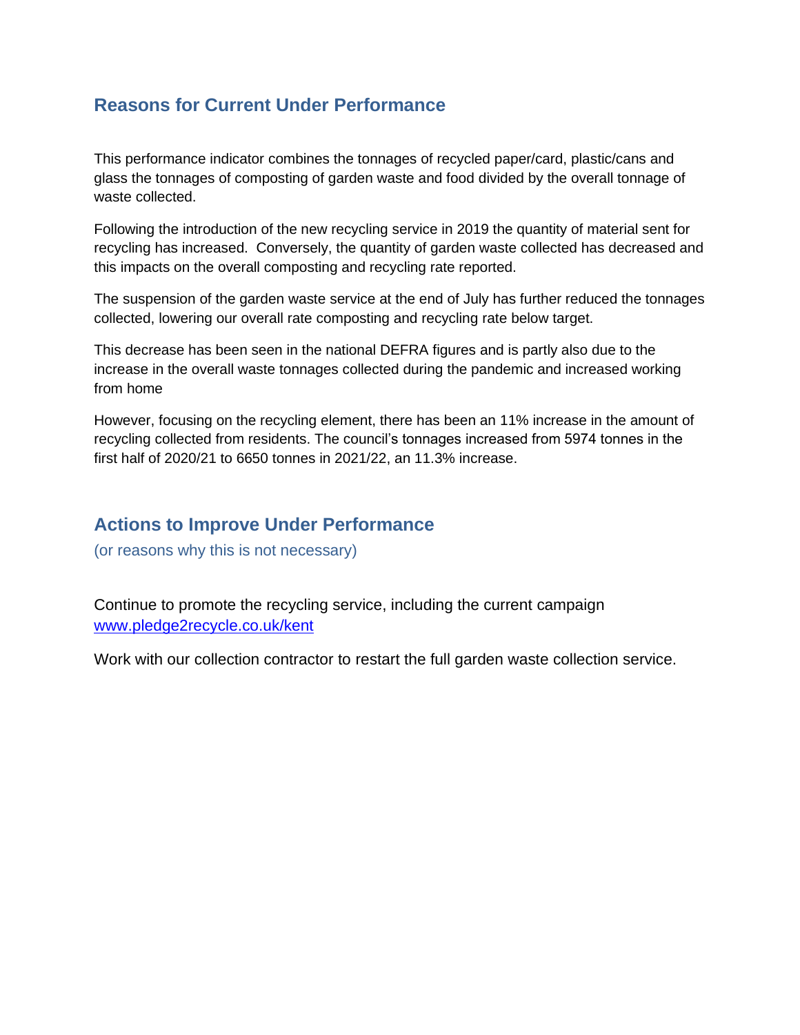## Reasons for Current Under Performance

This performance indicator combines the tonnages of recycled paper/card, plastic/cans and glass the tonnages of composting of garden waste and food divided by the overall tonnage of waste collected.

Following the introduction of the new recycling service in 2019 the quantity of material sent for recycling has increased. Conversely, the quantity of garden waste collected has decreased and this impacts on the overall composting and recycling rate reported.

The suspension of the garden waste service at the end of July has further reduced the tonnages collected, lowering our overall rate composting and recycling rate below target.

This decrease has been seen in the national DEFRA figures and is partly also due to the increase in the overall waste tonnages collected during the pandemic and increased working from home

However, focusing on the recycling element, there has been an 11% increase in the amount of recycling collected from residents. The council's tonnages increased from 5974 tonnes in the first half of 2020/21 to 6650 tonnes in 2021/22, an 11.3% increase.

## Actions to Improve Under Performance

(or reasons why this is not necessary)

Continue to promote the recycling service, including the current campaign [www.pledge2recycle.co.uk/kent](http://www.pledge2recycle.co.uk/kent)

Work with our collection contractor to restart the full garden waste collection service.